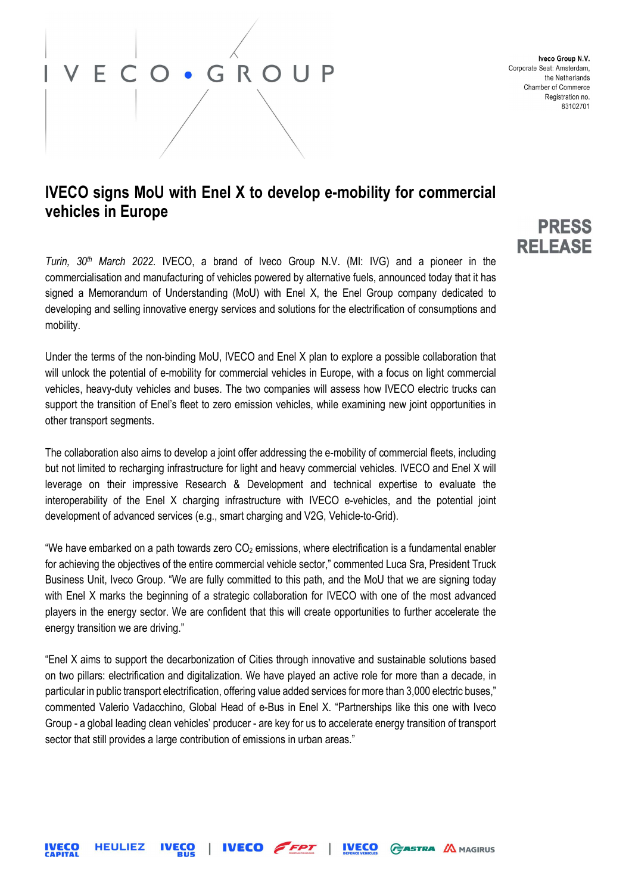Iveco Group N.V.
Corporate Seat: Amsterdam, the Netherlands
Chamber of Commerce Registration no. 83102701

# IVECO signs MoU with Enel X to develop e-mobility for commercial vehicles in Europe

**PRESS RELEASE**

*Turin, 30th March 2022.* IVECO, a brand of Iveco Group N.V. (MI: IVG) and a pioneer in the commercialisation and manufacturing of vehicles powered by alternative fuels, announced today that it has signed a Memorandum of Understanding (MoU) with Enel X, the Enel Group company dedicated to developing and selling innovative energy services and solutions for the electrification of consumptions and mobility.

Under the terms of the non-binding MoU, IVECO and Enel X plan to explore a possible collaboration that will unlock the potential of e-mobility for commercial vehicles in Europe, with a focus on light commercial vehicles, heavy-duty vehicles and buses. The two companies will assess how IVECO electric trucks can support the transition of Enel's fleet to zero emission vehicles, while examining new joint opportunities in other transport segments.

The collaboration also aims to develop a joint offer addressing the e-mobility of commercial fleets, including but not limited to recharging infrastructure for light and heavy commercial vehicles. IVECO and Enel X will leverage on their impressive Research & Development and technical expertise to evaluate the interoperability of the Enel X charging infrastructure with IVECO e-vehicles, and the potential joint development of advanced services (e.g., smart charging and V2G, Vehicle-to-Grid).

"We have embarked on a path towards zero $CO_2$ emissions, where electrification is a fundamental enabler for achieving the objectives of the entire commercial vehicle sector," commented Luca Sra, President Truck Business Unit, Iveco Group. "We are fully committed to this path, and the MoU that we are signing today with Enel X marks the beginning of a strategic collaboration for IVECO with one of the most advanced players in the energy sector. We are confident that this will create opportunities to further accelerate the energy transition we are driving."

"Enel X aims to support the decarbonization of Cities through innovative and sustainable solutions based on two pillars: electrification and digitalization. We have played an active role for more than a decade, in particular in public transport electrification, offering value added services for more than 3,000 electric buses," commented Valerio Vadacchino, Global Head of e-Bus in Enel X. "Partnerships like this one with Iveco Group - a global leading clean vehicles' producer - are key for us to accelerate energy transition of transport sector that still provides a large contribution of emissions in urban areas."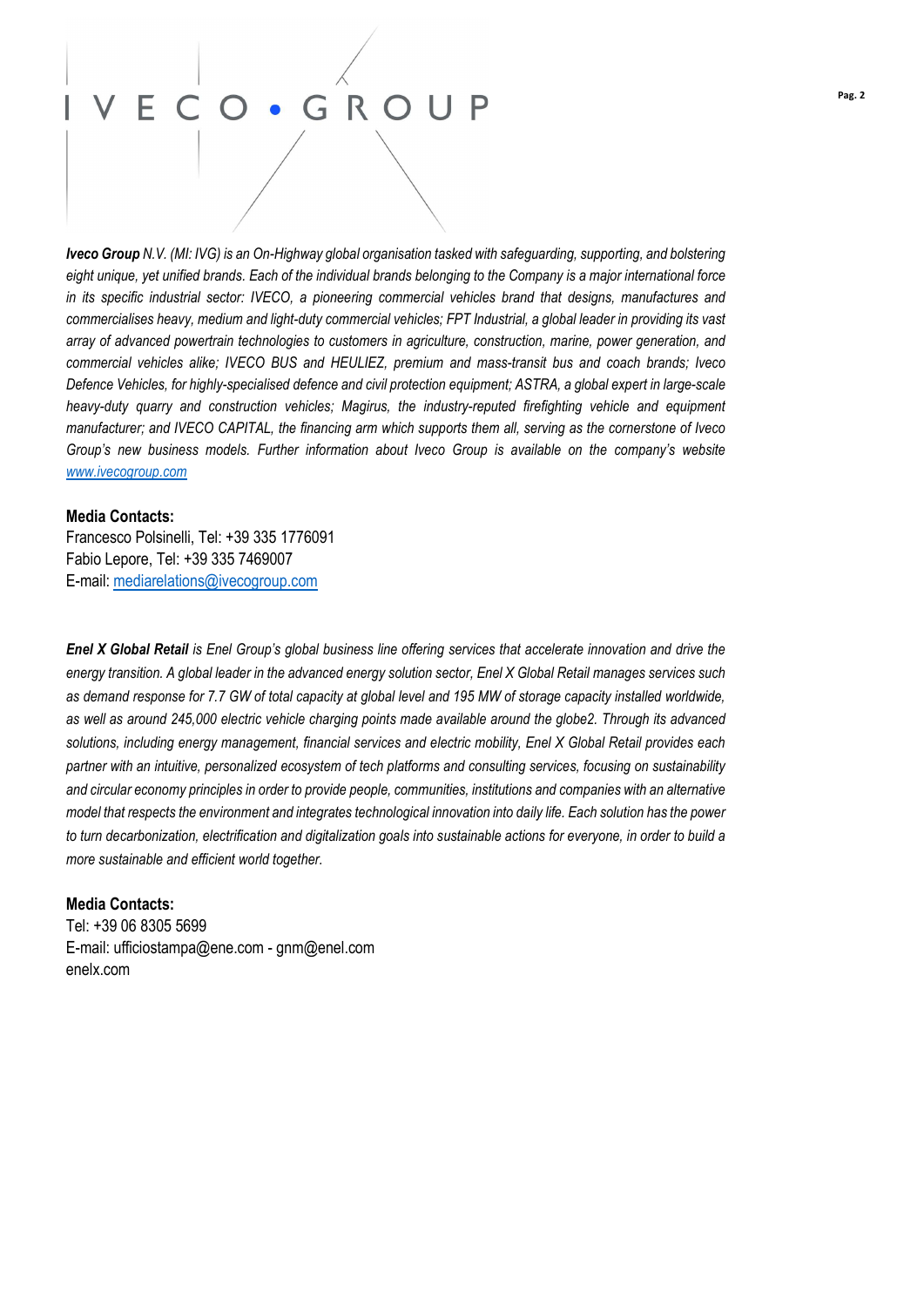***Iveco Group** N.V. (MI: IVG) is an On-Highway global organisation tasked with safeguarding, supporting, and bolstering eight unique, yet unified brands. Each of the individual brands belonging to the Company is a major international force in its specific industrial sector: IVECO, a pioneering commercial vehicles brand that designs, manufactures and commercialises heavy, medium and light-duty commercial vehicles; FPT Industrial, a global leader in providing its vast array of advanced powertrain technologies to customers in agriculture, construction, marine, power generation, and commercial vehicles alike; IVECO BUS and HEULIEZ, premium and mass-transit bus and coach brands; Iveco Defence Vehicles, for highly-specialised defence and civil protection equipment; ASTRA, a global expert in large-scale heavy-duty quarry and construction vehicles; Magirus, the industry-reputed firefighting vehicle and equipment manufacturer; and IVECO CAPITAL, the financing arm which supports them all, serving as the cornerstone of Iveco Group's new business models. Further information about Iveco Group is available on the company's website [www.ivecogroup.com](http://www.ivecogroup.com)*

**Media Contacts:**
Francesco Polsinelli, Tel: +39 335 1776091
Fabio Lepore, Tel: +39 335 7469007
E-mail: mediarelations@ivecogroup.com

***Enel X Global Retail** is Enel Group's global business line offering services that accelerate innovation and drive the energy transition. A global leader in the advanced energy solution sector, Enel X Global Retail manages services such as demand response for 7.7 GW of total capacity at global level and 195 MW of storage capacity installed worldwide, as well as around 245,000 electric vehicle charging points made available around the globe2. Through its advanced solutions, including energy management, financial services and electric mobility, Enel X Global Retail provides each partner with an intuitive, personalized ecosystem of tech platforms and consulting services, focusing on sustainability and circular economy principles in order to provide people, communities, institutions and companies with an alternative model that respects the environment and integrates technological innovation into daily life. Each solution has the power to turn decarbonization, electrification and digitalization goals into sustainable actions for everyone, in order to build a more sustainable and efficient world together.*

**Media Contacts:**
Tel: +39 06 8305 5699
E-mail: ufficiostampa@ene.com - gnm@enel.com
enelx.com